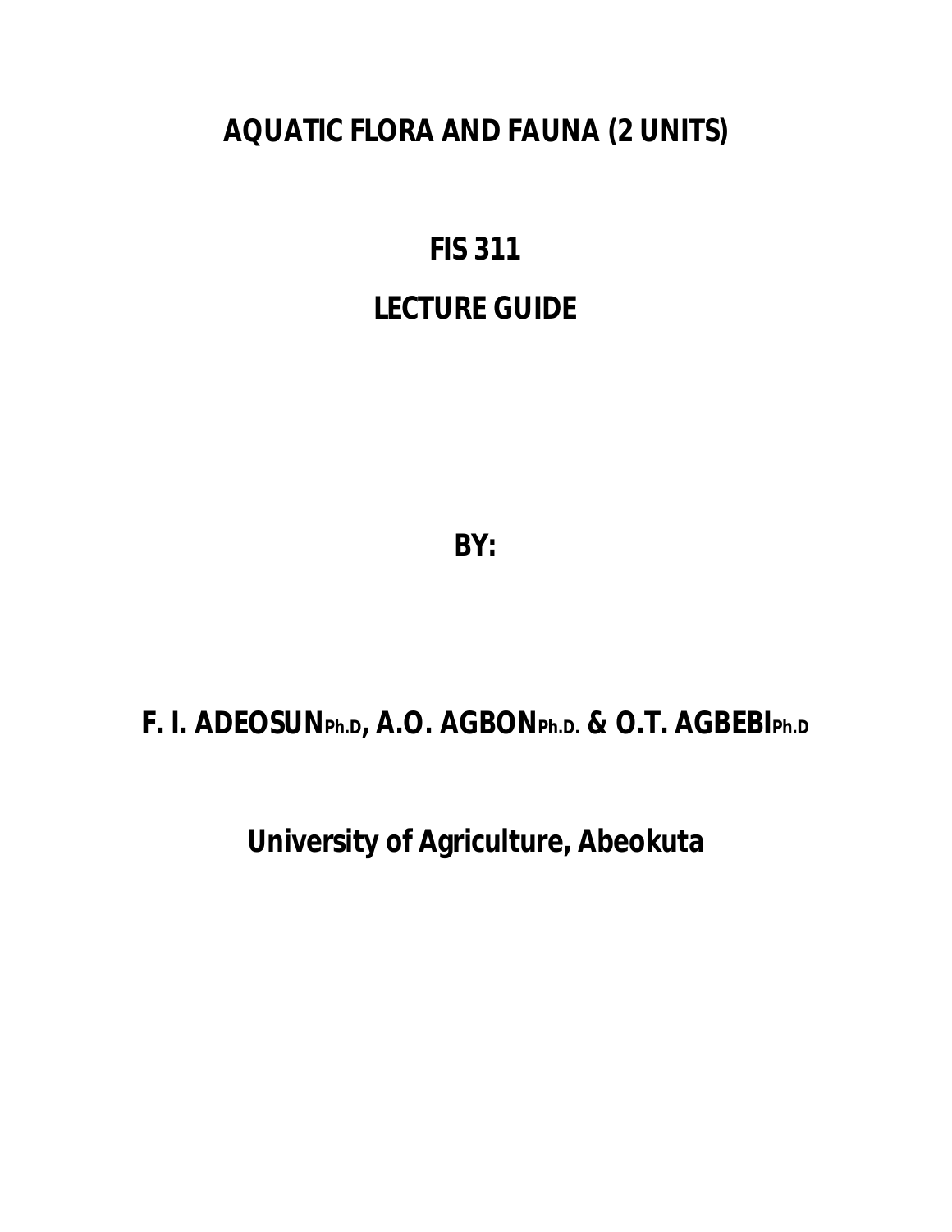# AQUATIC FLORA AND FAUNA (2 UNITS)

## FIS 311

## LECTURE GUIDE

**BY:**

**F. I. ADEOSUN Ph.D, A.O. AGBON Ph.D. & O.T. AGBEBI Ph.D**

**University of Agriculture, Abeokuta**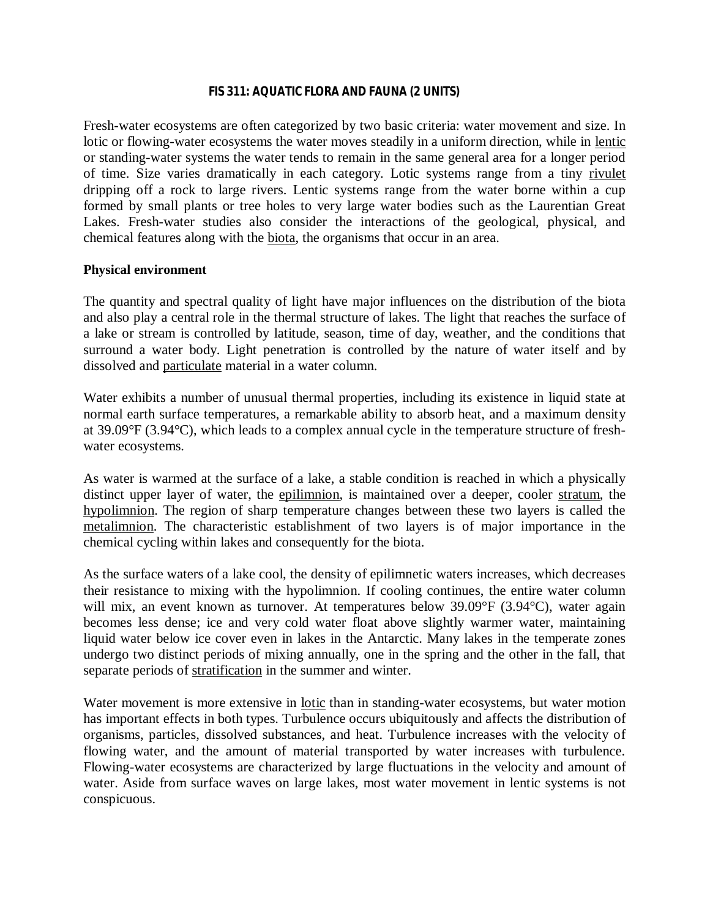**FIS 311: AQUATIC FLORA AND FAUNA (2 UNITS)**

Fresh-water ecosystems are often categorized by two basic criteria: water movement and size. In lotic or flowing-water ecosystems the water moves steadily in a uniform direction, while in lentic or standing-water systems the water tends to remain in the same general area for a longer period of time. Size varies dramatically in each category. Lotic systems range from a tiny rivulet dripping off a rock to large rivers. Lentic systems range from the water borne within a cup formed by small plants or tree holes to very large water bodies such as the Laurentian Great Lakes. Fresh-water studies also consider the interactions of the geological, physical, and chemical features along with the biota, the organisms that occur in an area.

**Physical environment**

The quantity and spectral quality of light have major influences on the distribution of the biota and also play a central role in the thermal structure of lakes. The light that reaches the surface of a lake or stream is controlled by latitude, season, time of day, weather, and the conditions that surround a water body. Light penetration is controlled by the nature of water itself and by dissolved and particulate material in a water column.

Water exhibits a number of unusual thermal properties, including its existence in liquid state at normal earth surface temperatures, a remarkable ability to absorb heat, and a maximum density at 39.09°F (3.94°C), which leads to a complex annual cycle in the temperature structure of fresh-water ecosystems.

As water is warmed at the surface of a lake, a stable condition is reached in which a physically distinct upper layer of water, the epilimnion, is maintained over a deeper, cooler stratum, the hypolimnion. The region of sharp temperature changes between these two layers is called the metalimnion. The characteristic establishment of two layers is of major importance in the chemical cycling within lakes and consequently for the biota.

As the surface waters of a lake cool, the density of epilimnetic waters increases, which decreases their resistance to mixing with the hypolimnion. If cooling continues, the entire water column will mix, an event known as turnover. At temperatures below 39.09°F (3.94°C), water again becomes less dense; ice and very cold water float above slightly warmer water, maintaining liquid water below ice cover even in lakes in the Antarctic. Many lakes in the temperate zones undergo two distinct periods of mixing annually, one in the spring and the other in the fall, that separate periods of stratification in the summer and winter.

Water movement is more extensive in lotic than in standing-water ecosystems, but water motion has important effects in both types. Turbulence occurs ubiquitously and affects the distribution of organisms, particles, dissolved substances, and heat. Turbulence increases with the velocity of flowing water, and the amount of material transported by water increases with turbulence. Flowing-water ecosystems are characterized by large fluctuations in the velocity and amount of water. Aside from surface waves on large lakes, most water movement in lentic systems is not conspicuous.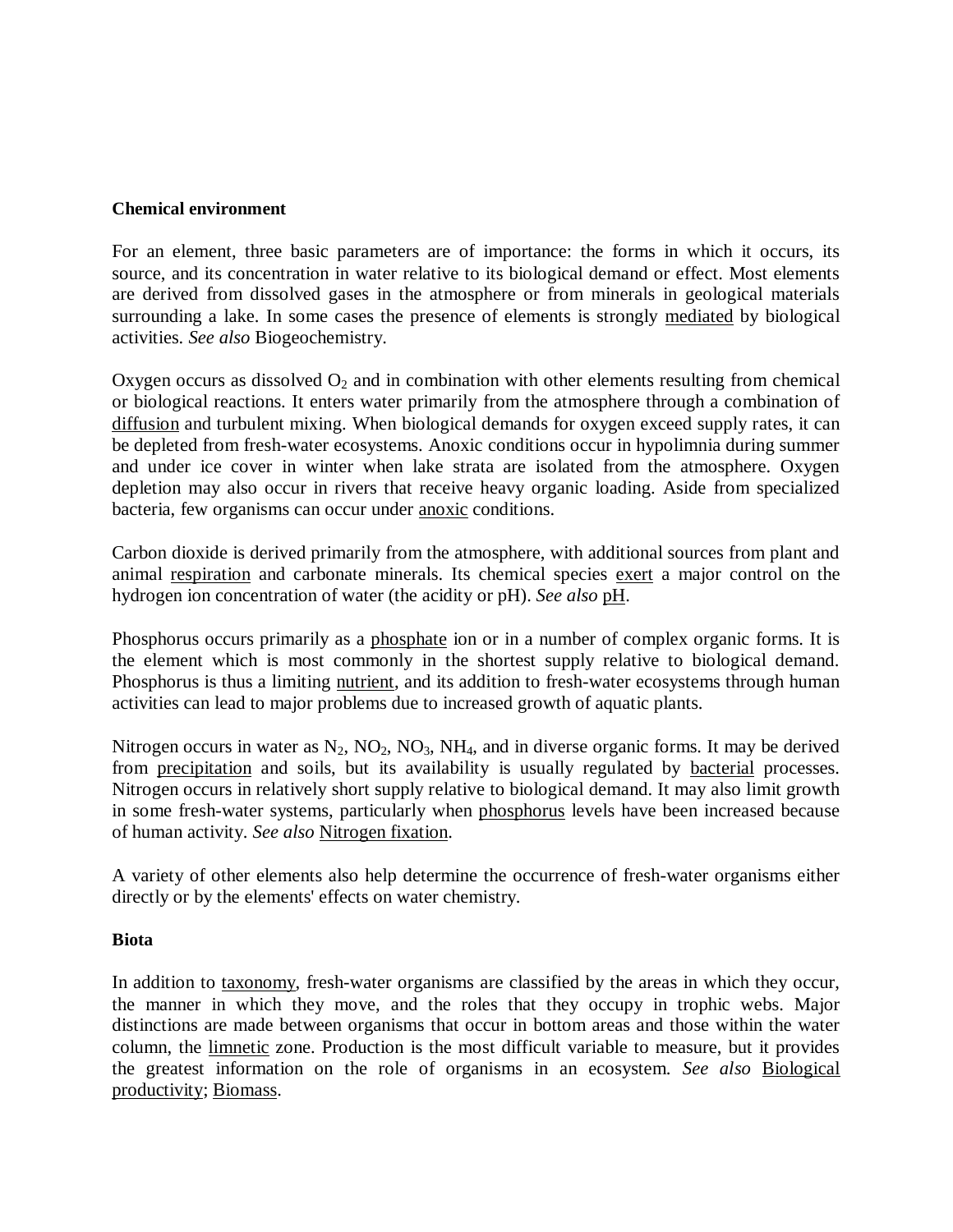**Chemical environment**

For an element, three basic parameters are of importance: the forms in which it occurs, its source, and its concentration in water relative to its biological demand or effect. Most elements are derived from dissolved gases in the atmosphere or from minerals in geological materials surrounding a lake. In some cases the presence of elements is strongly mediated by biological activities. *See also* Biogeochemistry.

Oxygen occurs as dissolved $O_2$ and in combination with other elements resulting from chemical or biological reactions. It enters water primarily from the atmosphere through a combination of diffusion and turbulent mixing. When biological demands for oxygen exceed supply rates, it can be depleted from fresh-water ecosystems. Anoxic conditions occur in hypolimnia during summer and under ice cover in winter when lake strata are isolated from the atmosphere. Oxygen depletion may also occur in rivers that receive heavy organic loading. Aside from specialized bacteria, few organisms can occur under anoxic conditions.

Carbon dioxide is derived primarily from the atmosphere, with additional sources from plant and animal respiration and carbonate minerals. Its chemical species exert a major control on the hydrogen ion concentration of water (the acidity or pH). *See also* pH.

Phosphorus occurs primarily as a phosphate ion or in a number of complex organic forms. It is the element which is most commonly in the shortest supply relative to biological demand. Phosphorus is thus a limiting nutrient, and its addition to fresh-water ecosystems through human activities can lead to major problems due to increased growth of aquatic plants.

Nitrogen occurs in water as $N_2$, $NO_2$, $NO_3$, $NH_4$, and in diverse organic forms. It may be derived from precipitation and soils, but its availability is usually regulated by bacterial processes. Nitrogen occurs in relatively short supply relative to biological demand. It may also limit growth in some fresh-water systems, particularly when phosphorus levels have been increased because of human activity. *See also* Nitrogen fixation.

A variety of other elements also help determine the occurrence of fresh-water organisms either directly or by the elements' effects on water chemistry.

**Biota**

In addition to taxonomy, fresh-water organisms are classified by the areas in which they occur, the manner in which they move, and the roles that they occupy in trophic webs. Major distinctions are made between organisms that occur in bottom areas and those within the water column, the limnetic zone. Production is the most difficult variable to measure, but it provides the greatest information on the role of organisms in an ecosystem. *See also* Biological productivity; Biomass.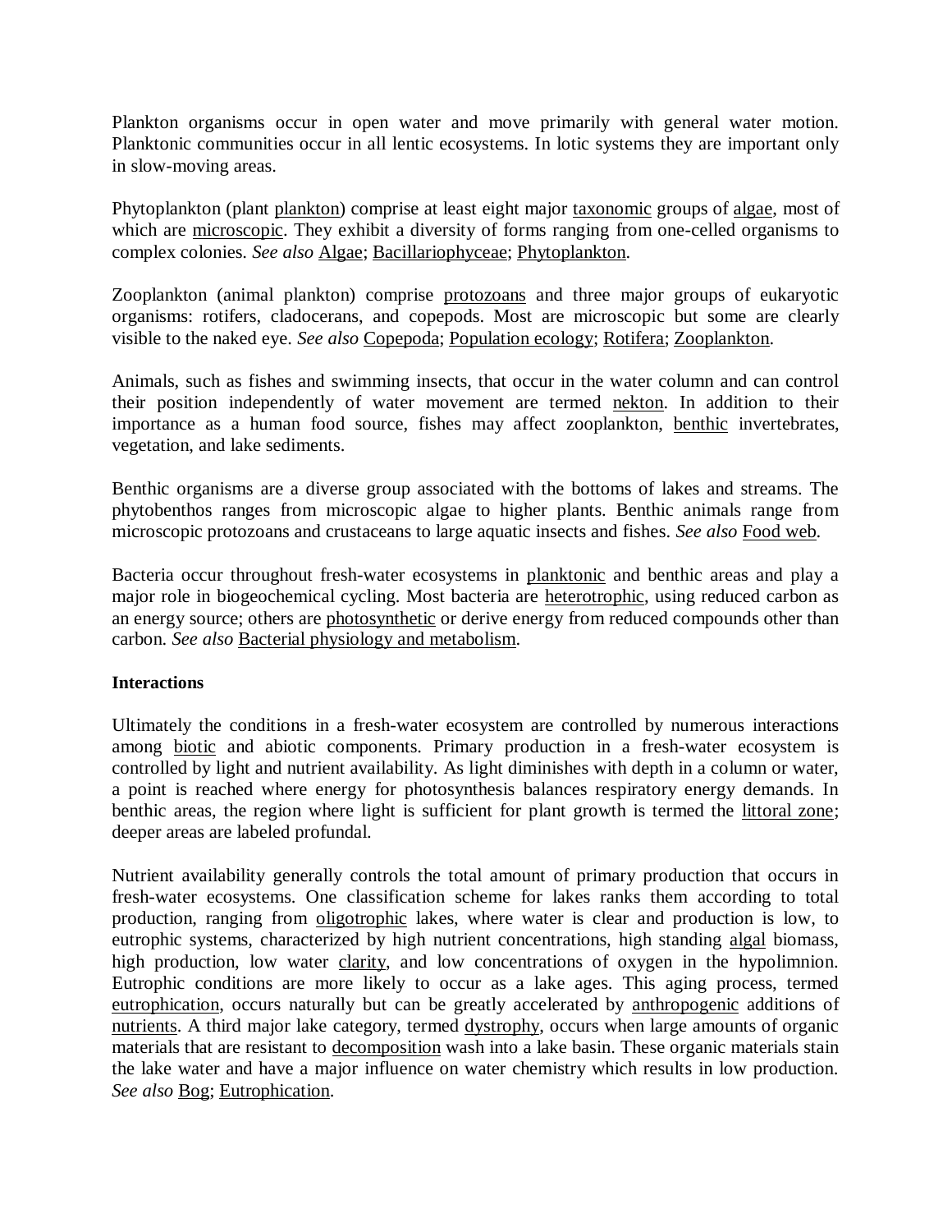Plankton organisms occur in open water and move primarily with general water motion. Planktonic communities occur in all lentic ecosystems. In lotic systems they are important only in slow-moving areas.

Phytoplankton (plant plankton) comprise at least eight major taxonomic groups of algae, most of which are microscopic. They exhibit a diversity of forms ranging from one-celled organisms to complex colonies. *See also* Algae; Bacillariophyceae; Phytoplankton.

Zooplankton (animal plankton) comprise protozoans and three major groups of eukaryotic organisms: rotifers, cladocerans, and copepods. Most are microscopic but some are clearly visible to the naked eye. *See also* Copepoda; Population ecology; Rotifera; Zooplankton.

Animals, such as fishes and swimming insects, that occur in the water column and can control their position independently of water movement are termed nekton. In addition to their importance as a human food source, fishes may affect zooplankton, benthic invertebrates, vegetation, and lake sediments.

Benthic organisms are a diverse group associated with the bottoms of lakes and streams. The phytobenthos ranges from microscopic algae to higher plants. Benthic animals range from microscopic protozoans and crustaceans to large aquatic insects and fishes. *See also* Food web.

Bacteria occur throughout fresh-water ecosystems in planktonic and benthic areas and play a major role in biogeochemical cycling. Most bacteria are heterotrophic, using reduced carbon as an energy source; others are photosynthetic or derive energy from reduced compounds other than carbon. *See also* Bacterial physiology and metabolism.

**Interactions**

Ultimately the conditions in a fresh-water ecosystem are controlled by numerous interactions among biotic and abiotic components. Primary production in a fresh-water ecosystem is controlled by light and nutrient availability. As light diminishes with depth in a column or water, a point is reached where energy for photosynthesis balances respiratory energy demands. In benthic areas, the region where light is sufficient for plant growth is termed the littoral zone; deeper areas are labeled profundal.

Nutrient availability generally controls the total amount of primary production that occurs in fresh-water ecosystems. One classification scheme for lakes ranks them according to total production, ranging from oligotrophic lakes, where water is clear and production is low, to eutrophic systems, characterized by high nutrient concentrations, high standing algal biomass, high production, low water clarity, and low concentrations of oxygen in the hypolimnion. Eutrophic conditions are more likely to occur as a lake ages. This aging process, termed eutrophication, occurs naturally but can be greatly accelerated by anthropogenic additions of nutrients. A third major lake category, termed dystrophy, occurs when large amounts of organic materials that are resistant to decomposition wash into a lake basin. These organic materials stain the lake water and have a major influence on water chemistry which results in low production. *See also* Bog; Eutrophication.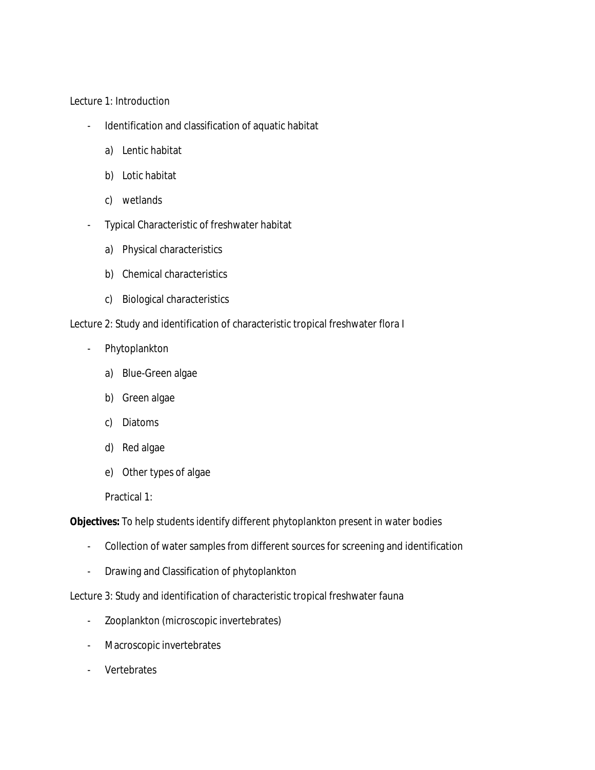Lecture 1: Introduction

- Identification and classification of aquatic habitat
    a) Lentic habitat
    b) Lotic habitat
    c) wetlands
- Typical Characteristic of freshwater habitat
    a) Physical characteristics
    b) Chemical characteristics
    c) Biological characteristics

Lecture 2: Study and identification of characteristic tropical freshwater flora I

- Phytoplankton
    a) Blue-Green algae
    b) Green algae
    c) Diatoms
    d) Red algae
    e) Other types of algae

    Practical 1:

**Objectives:** To help students identify different phytoplankton present in water bodies

- Collection of water samples from different sources for screening and identification
- Drawing and Classification of phytoplankton

Lecture 3: Study and identification of characteristic tropical freshwater fauna

- Zooplankton (microscopic invertebrates)
- Macroscopic invertebrates
- Vertebrates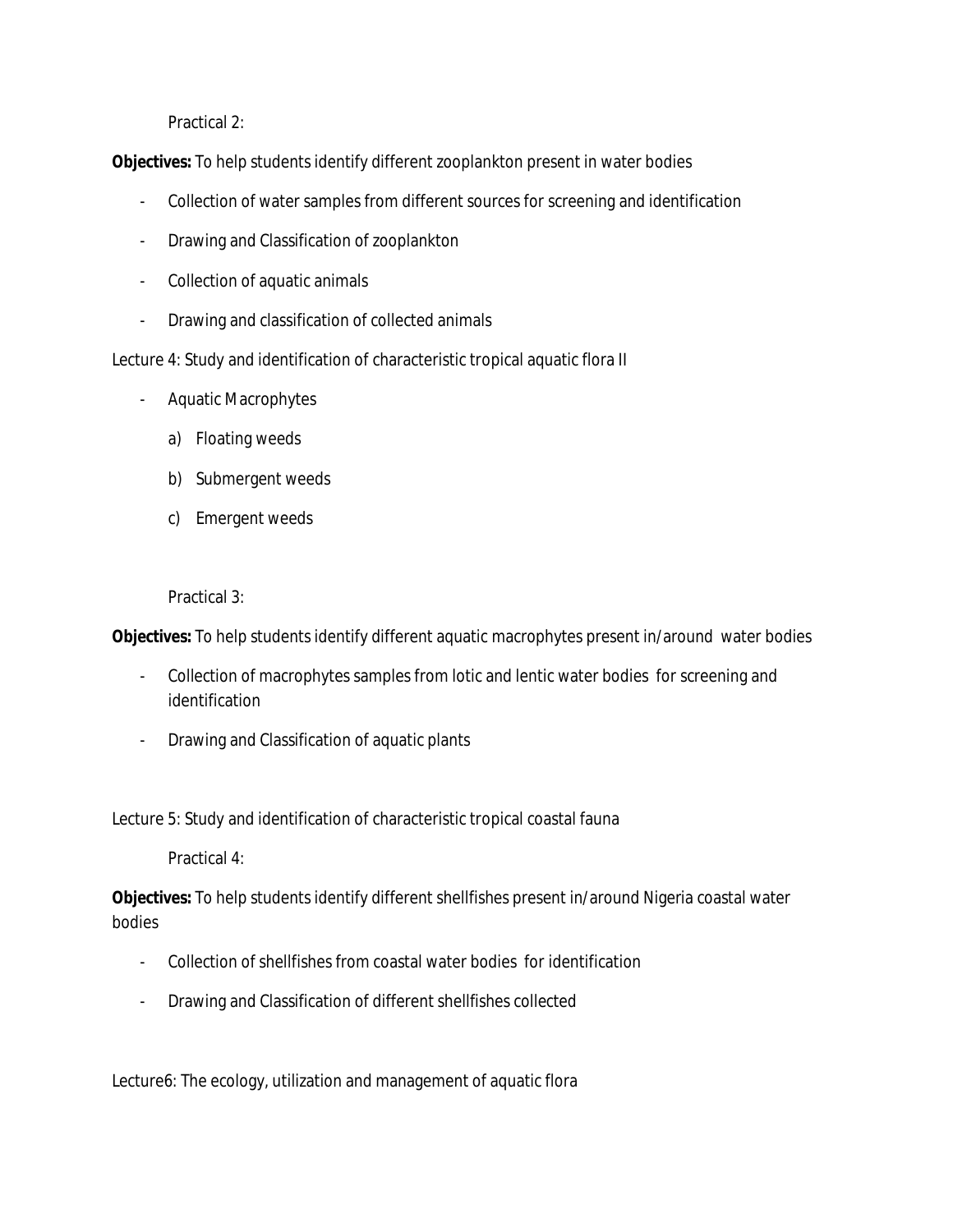Practical 2:

**Objectives:** To help students identify different zooplankton present in water bodies

- Collection of water samples from different sources for screening and identification
- Drawing and Classification of zooplankton
- Collection of aquatic animals
- Drawing and classification of collected animals

Lecture 4: Study and identification of characteristic tropical aquatic flora II

- Aquatic Macrophytes
  a) Floating weeds
  b) Submergent weeds
  c) Emergent weeds

Practical 3:

**Objectives:** To help students identify different aquatic macrophytes present in/around water bodies

- Collection of macrophytes samples from lotic and lentic water bodies for screening and identification
- Drawing and Classification of aquatic plants

Lecture 5: Study and identification of characteristic tropical coastal fauna

Practical 4:

**Objectives:** To help students identify different shellfishes present in/around Nigeria coastal water bodies

- Collection of shellfishes from coastal water bodies for identification
- Drawing and Classification of different shellfishes collected

Lecture6: The ecology, utilization and management of aquatic flora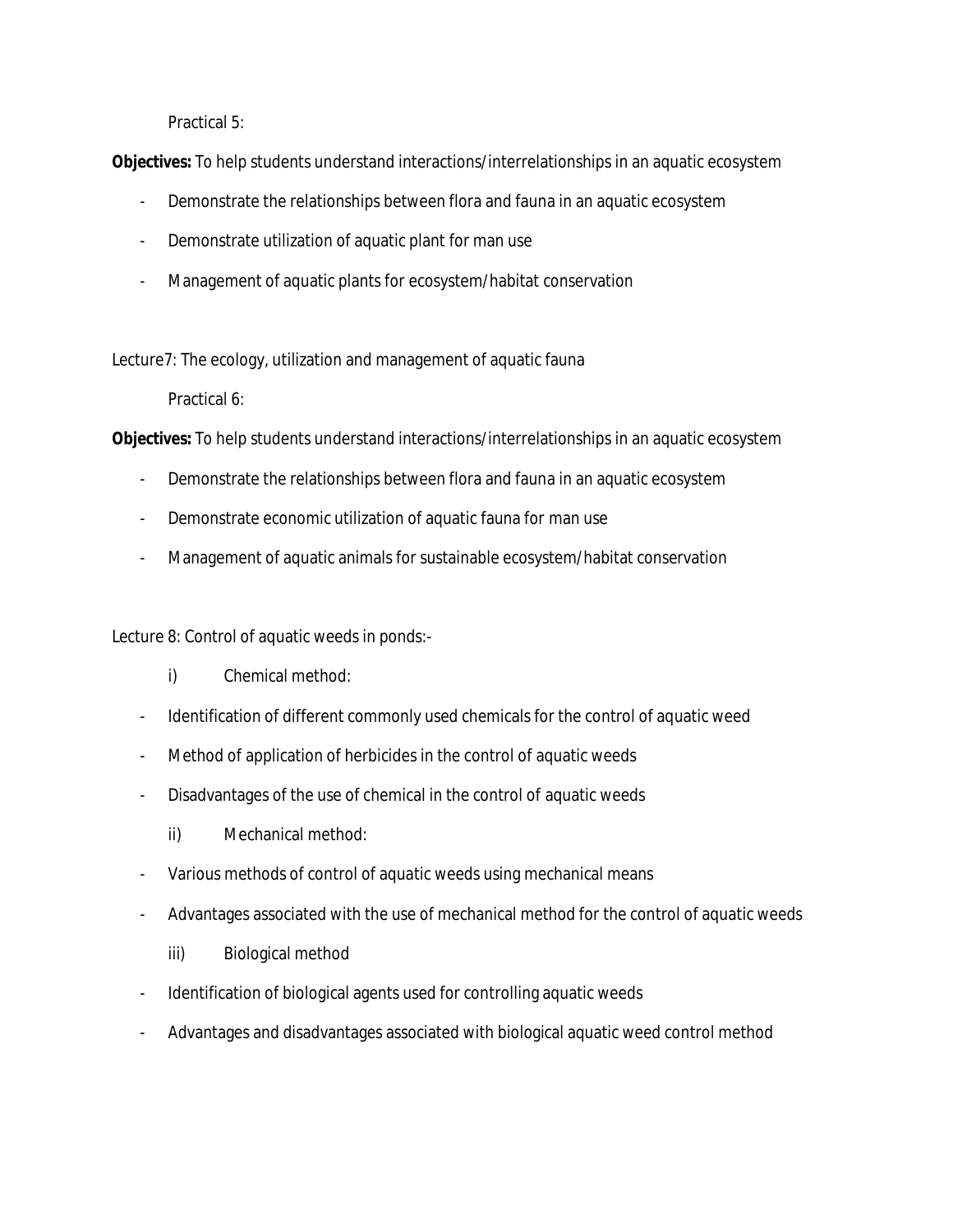Practical 5:

**Objectives:** To help students understand interactions/interrelationships in an aquatic ecosystem

- Demonstrate the relationships between flora and fauna in an aquatic ecosystem
- Demonstrate utilization of aquatic plant for man use
- Management of aquatic plants for ecosystem/habitat conservation

Lecture7: The ecology, utilization and management of aquatic fauna

Practical 6:

**Objectives:** To help students understand interactions/interrelationships in an aquatic ecosystem

- Demonstrate the relationships between flora and fauna in an aquatic ecosystem
- Demonstrate economic utilization of aquatic fauna for man use
- Management of aquatic animals for sustainable ecosystem/habitat conservation

Lecture 8: Control of aquatic weeds in ponds:-

i) Chemical method:

- Identification of different commonly used chemicals for the control of aquatic weed
- Method of application of herbicides in the control of aquatic weeds
- Disadvantages of the use of chemical in the control of aquatic weeds

ii) Mechanical method:

- Various methods of control of aquatic weeds using mechanical means
- Advantages associated with the use of mechanical method for the control of aquatic weeds

iii) Biological method

- Identification of biological agents used for controlling aquatic weeds
- Advantages and disadvantages associated with biological aquatic weed control method